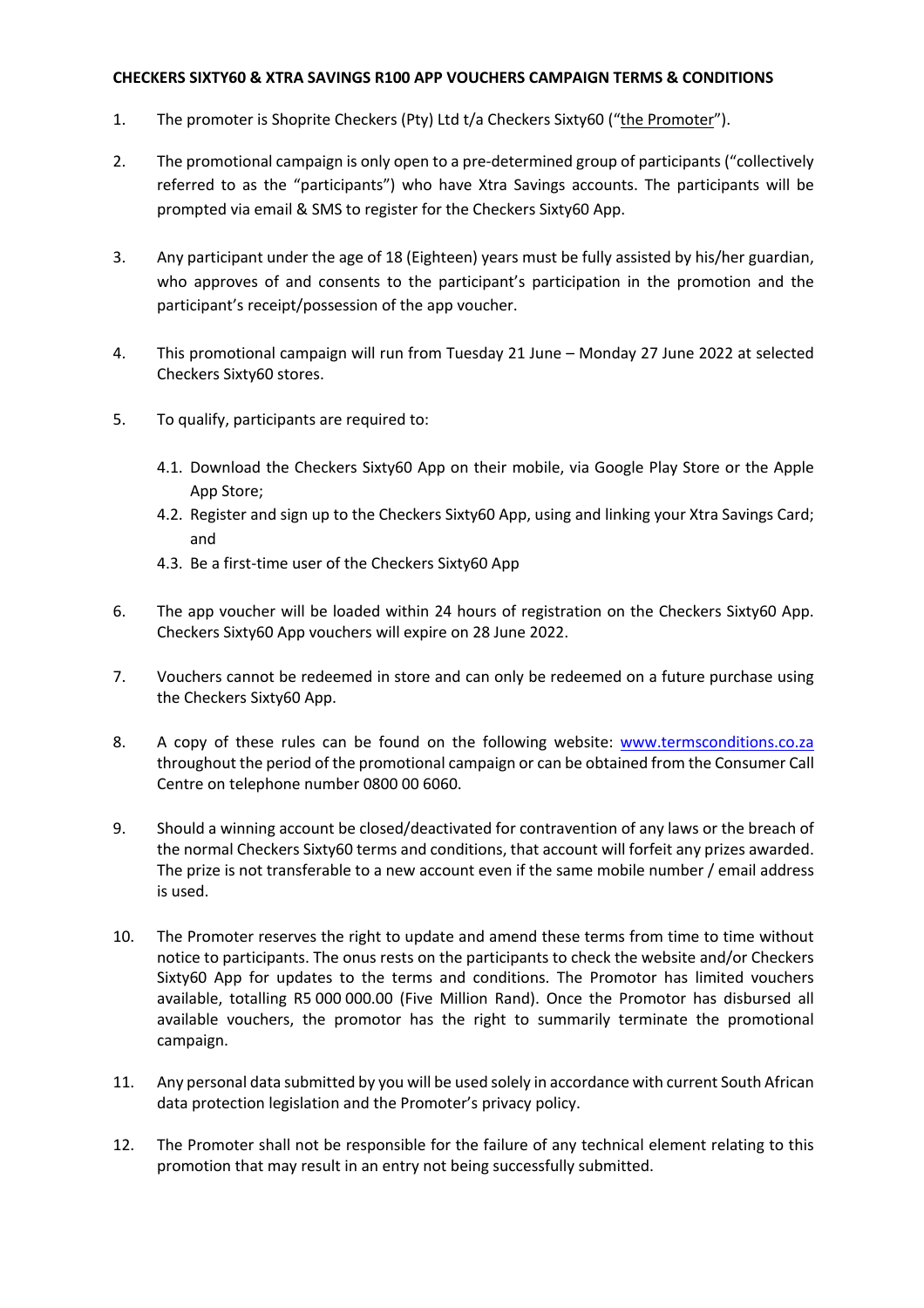**CHECKERS SIXTY60 & XTRA SAVINGS R100 APP VOUCHERS CAMPAIGN TERMS & CONDITIONS**

1. The promoter is Shoprite Checkers (Pty) Ltd t/a Checkers Sixty60 ("the Promoter").

2. The promotional campaign is only open to a pre-determined group of participants ("collectively referred to as the "participants") who have Xtra Savings accounts. The participants will be prompted via email & SMS to register for the Checkers Sixty60 App.

3. Any participant under the age of 18 (Eighteen) years must be fully assisted by his/her guardian, who approves of and consents to the participant's participation in the promotion and the participant's receipt/possession of the app voucher.

4. This promotional campaign will run from Tuesday 21 June – Monday 27 June 2022 at selected Checkers Sixty60 stores.

5. To qualify, participants are required to:

   4.1. Download the Checkers Sixty60 App on their mobile, via Google Play Store or the Apple App Store;

   4.2. Register and sign up to the Checkers Sixty60 App, using and linking your Xtra Savings Card; and

   4.3. Be a first-time user of the Checkers Sixty60 App

6. The app voucher will be loaded within 24 hours of registration on the Checkers Sixty60 App. Checkers Sixty60 App vouchers will expire on 28 June 2022.

7. Vouchers cannot be redeemed in store and can only be redeemed on a future purchase using the Checkers Sixty60 App.

8. A copy of these rules can be found on the following website: www.termsconditions.co.za throughout the period of the promotional campaign or can be obtained from the Consumer Call Centre on telephone number 0800 00 6060.

9. Should a winning account be closed/deactivated for contravention of any laws or the breach of the normal Checkers Sixty60 terms and conditions, that account will forfeit any prizes awarded. The prize is not transferable to a new account even if the same mobile number / email address is used.

10. The Promoter reserves the right to update and amend these terms from time to time without notice to participants. The onus rests on the participants to check the website and/or Checkers Sixty60 App for updates to the terms and conditions. The Promotor has limited vouchers available, totalling R5 000 000.00 (Five Million Rand). Once the Promotor has disbursed all available vouchers, the promotor has the right to summarily terminate the promotional campaign.

11. Any personal data submitted by you will be used solely in accordance with current South African data protection legislation and the Promoter's privacy policy.

12. The Promoter shall not be responsible for the failure of any technical element relating to this promotion that may result in an entry not being successfully submitted.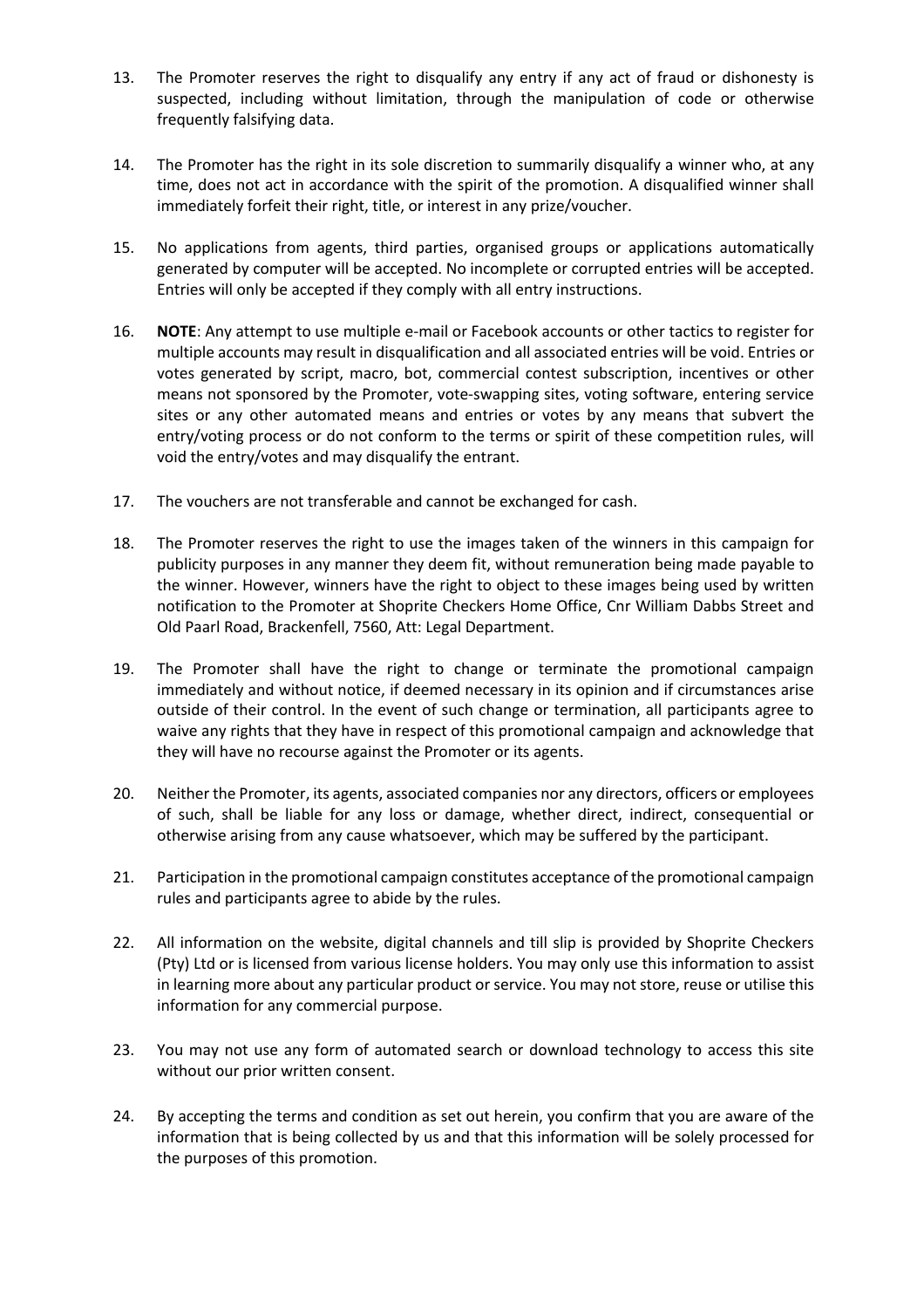13. The Promoter reserves the right to disqualify any entry if any act of fraud or dishonesty is suspected, including without limitation, through the manipulation of code or otherwise frequently falsifying data.

14. The Promoter has the right in its sole discretion to summarily disqualify a winner who, at any time, does not act in accordance with the spirit of the promotion. A disqualified winner shall immediately forfeit their right, title, or interest in any prize/voucher.

15. No applications from agents, third parties, organised groups or applications automatically generated by computer will be accepted. No incomplete or corrupted entries will be accepted. Entries will only be accepted if they comply with all entry instructions.

16. **NOTE**: Any attempt to use multiple e-mail or Facebook accounts or other tactics to register for multiple accounts may result in disqualification and all associated entries will be void. Entries or votes generated by script, macro, bot, commercial contest subscription, incentives or other means not sponsored by the Promoter, vote-swapping sites, voting software, entering service sites or any other automated means and entries or votes by any means that subvert the entry/voting process or do not conform to the terms or spirit of these competition rules, will void the entry/votes and may disqualify the entrant.

17. The vouchers are not transferable and cannot be exchanged for cash.

18. The Promoter reserves the right to use the images taken of the winners in this campaign for publicity purposes in any manner they deem fit, without remuneration being made payable to the winner. However, winners have the right to object to these images being used by written notification to the Promoter at Shoprite Checkers Home Office, Cnr William Dabbs Street and Old Paarl Road, Brackenfell, 7560, Att: Legal Department.

19. The Promoter shall have the right to change or terminate the promotional campaign immediately and without notice, if deemed necessary in its opinion and if circumstances arise outside of their control. In the event of such change or termination, all participants agree to waive any rights that they have in respect of this promotional campaign and acknowledge that they will have no recourse against the Promoter or its agents.

20. Neither the Promoter, its agents, associated companies nor any directors, officers or employees of such, shall be liable for any loss or damage, whether direct, indirect, consequential or otherwise arising from any cause whatsoever, which may be suffered by the participant.

21. Participation in the promotional campaign constitutes acceptance of the promotional campaign rules and participants agree to abide by the rules.

22. All information on the website, digital channels and till slip is provided by Shoprite Checkers (Pty) Ltd or is licensed from various license holders. You may only use this information to assist in learning more about any particular product or service. You may not store, reuse or utilise this information for any commercial purpose.

23. You may not use any form of automated search or download technology to access this site without our prior written consent.

24. By accepting the terms and condition as set out herein, you confirm that you are aware of the information that is being collected by us and that this information will be solely processed for the purposes of this promotion.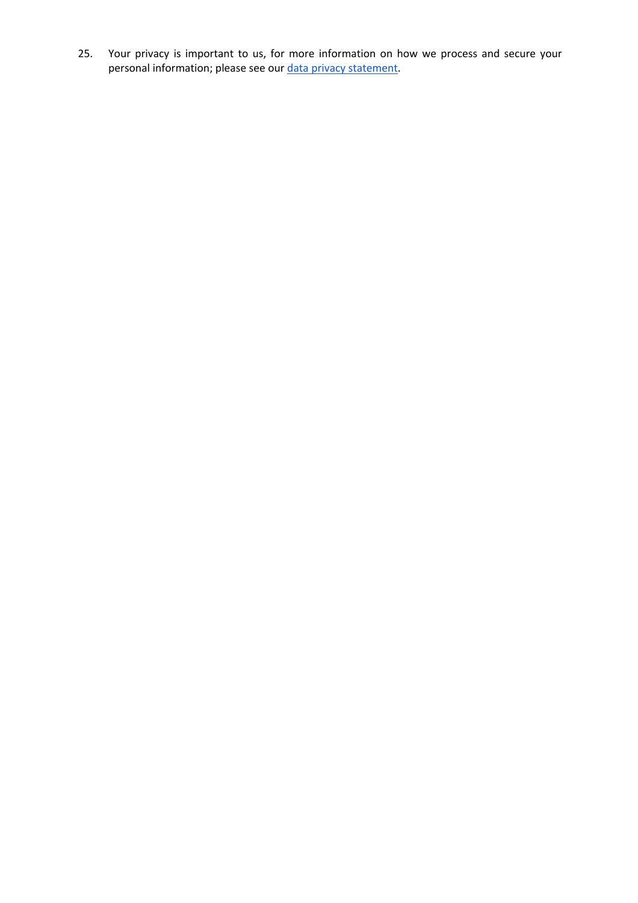25. Your privacy is important to us, for more information on how we process and secure your personal information; please see our data privacy statement.